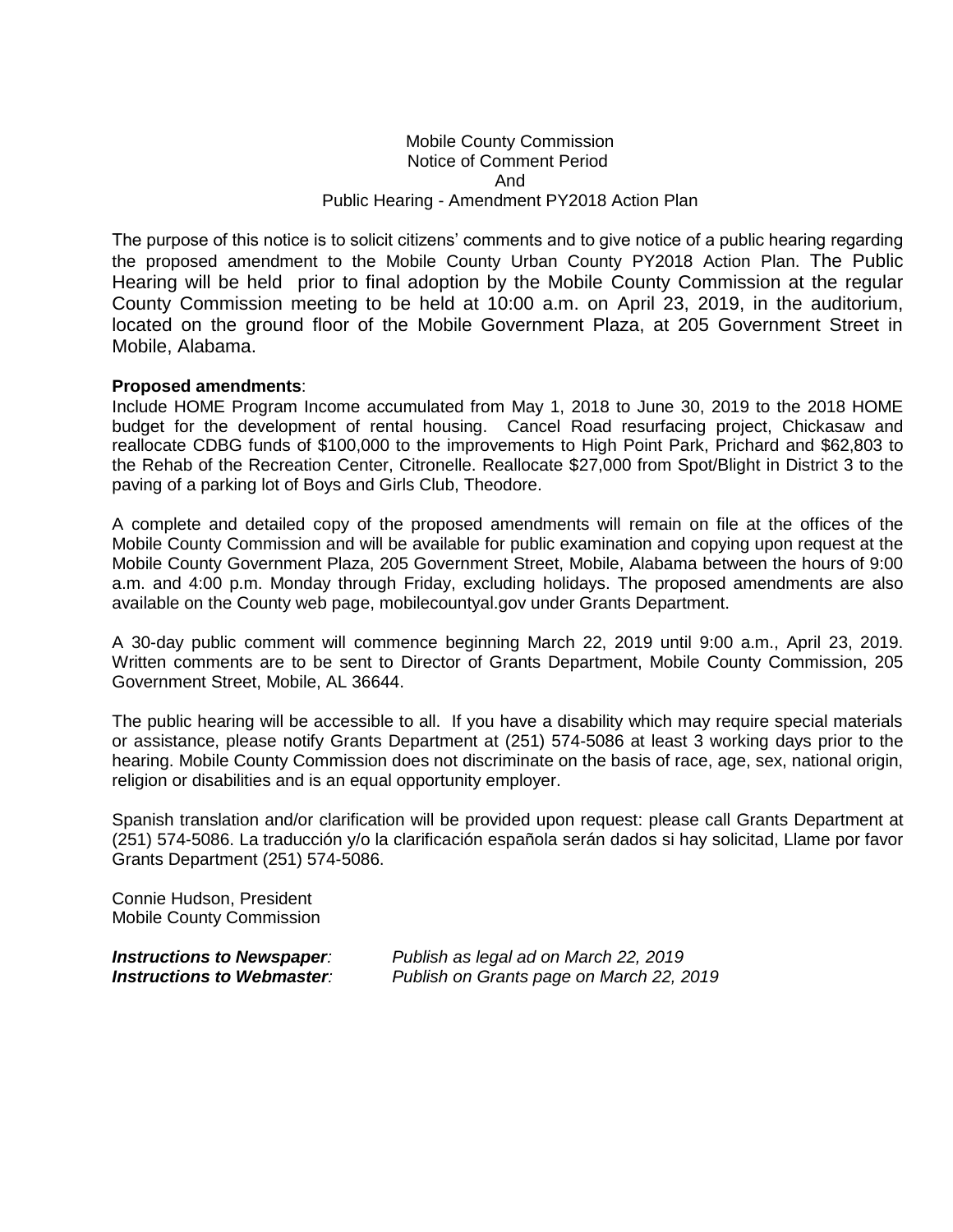# Mobile County Commission
## Notice of Comment Period
## And
## Public Hearing - Amendment PY2018 Action Plan

The purpose of this notice is to solicit citizens' comments and to give notice of a public hearing regarding the proposed amendment to the Mobile County Urban County PY2018 Action Plan. The Public Hearing will be held prior to final adoption by the Mobile County Commission at the regular County Commission meeting to be held at 10:00 a.m. on April 23, 2019, in the auditorium, located on the ground floor of the Mobile Government Plaza, at 205 Government Street in Mobile, Alabama.

**Proposed amendments**:
Include HOME Program Income accumulated from May 1, 2018 to June 30, 2019 to the 2018 HOME budget for the development of rental housing. Cancel Road resurfacing project, Chickasaw and reallocate CDBG funds of $100,000 to the improvements to High Point Park, Prichard and $62,803 to the Rehab of the Recreation Center, Citronelle. Reallocate $27,000 from Spot/Blight in District 3 to the paving of a parking lot of Boys and Girls Club, Theodore.

A complete and detailed copy of the proposed amendments will remain on file at the offices of the Mobile County Commission and will be available for public examination and copying upon request at the Mobile County Government Plaza, 205 Government Street, Mobile, Alabama between the hours of 9:00 a.m. and 4:00 p.m. Monday through Friday, excluding holidays. The proposed amendments are also available on the County web page, mobilecountyal.gov under Grants Department.

A 30-day public comment will commence beginning March 22, 2019 until 9:00 a.m., April 23, 2019. Written comments are to be sent to Director of Grants Department, Mobile County Commission, 205 Government Street, Mobile, AL 36644.

The public hearing will be accessible to all. If you have a disability which may require special materials or assistance, please notify Grants Department at (251) 574-5086 at least 3 working days prior to the hearing. Mobile County Commission does not discriminate on the basis of race, age, sex, national origin, religion or disabilities and is an equal opportunity employer.

Spanish translation and/or clarification will be provided upon request: please call Grants Department at (251) 574-5086. La traducción y/o la clarificación española serán dados si hay solicitad, Llame por favor Grants Department (251) 574-5086.

Connie Hudson, President
Mobile County Commission

***Instructions to Newspaper**:* *Publish as legal ad on March 22, 2019*
***Instructions to Webmaster**:* *Publish on Grants page on March 22, 2019*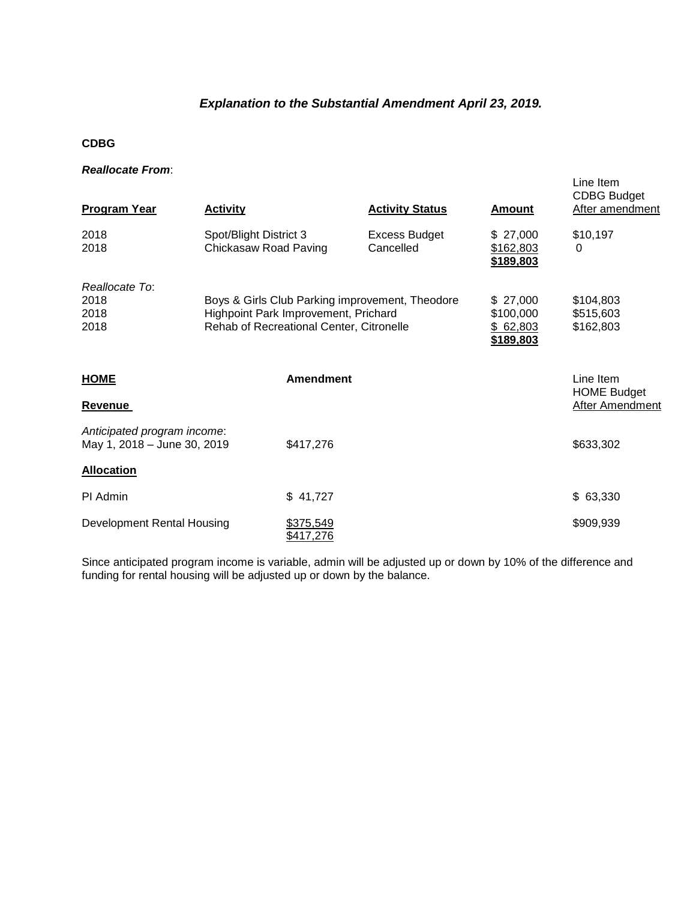## *Explanation to the Substantial Amendment April 23, 2019.*

**CDBG**

***Reallocate From***:

| **Program Year** | **Activity** | **Activity Status** | **Amount** | Line Item CDBG Budget After amendment |
|---|---|---|---|---|
| 2018 | Spot/Blight District 3 | Excess Budget | $ 27,000 | $10,197 |
| 2018 | Chickasaw Road Paving | Cancelled | $162,803 | 0 |
| | | | **$189,803** | |

*Reallocate To*:

| | | | |
|---|---|---|---|
| 2018 | Boys & Girls Club Parking improvement, Theodore | $ 27,000 | $104,803 |
| 2018 | Highpoint Park Improvement, Prichard | $100,000 | $515,603 |
| 2018 | Rehab of Recreational Center, Citronelle | $ 62,803 | $162,803 |
| | | **$189,803** | |

| **HOME** | **Amendment** | Line Item HOME Budget After Amendment |
|---|---|---|
| **Revenue** | | |
| *Anticipated program income*: May 1, 2018 – June 30, 2019 | $417,276 | $633,302 |
| **Allocation** | | |
| PI Admin | $ 41,727 | $ 63,330 |
| Development Rental Housing | $375,549 | $909,939 |
| | $417,276 | |

Since anticipated program income is variable, admin will be adjusted up or down by 10% of the difference and funding for rental housing will be adjusted up or down by the balance.